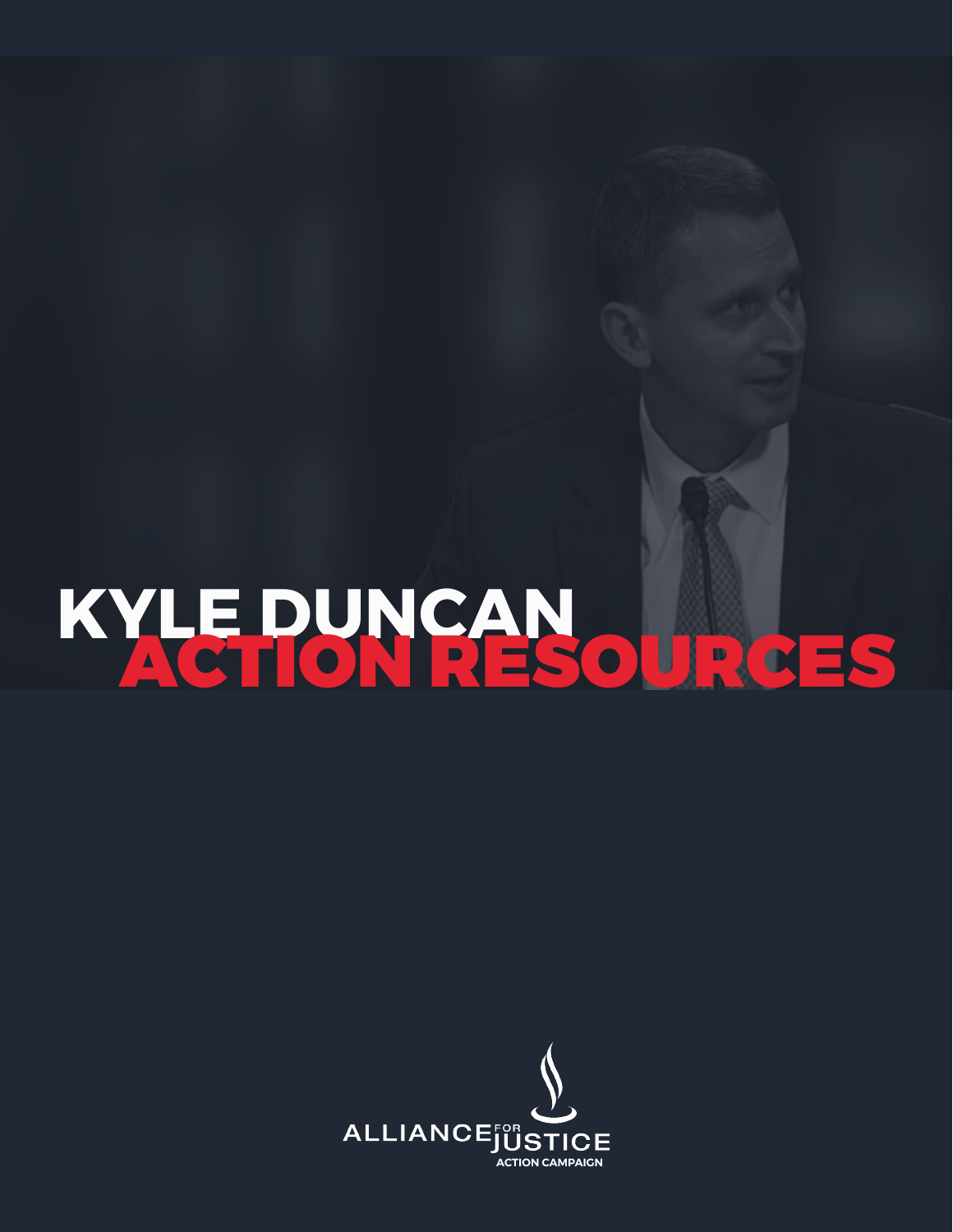# KYLE DUNCAN ACTION RESOURCES

ALLIANCE FOR JUSTICE ACTION CAMPAIGN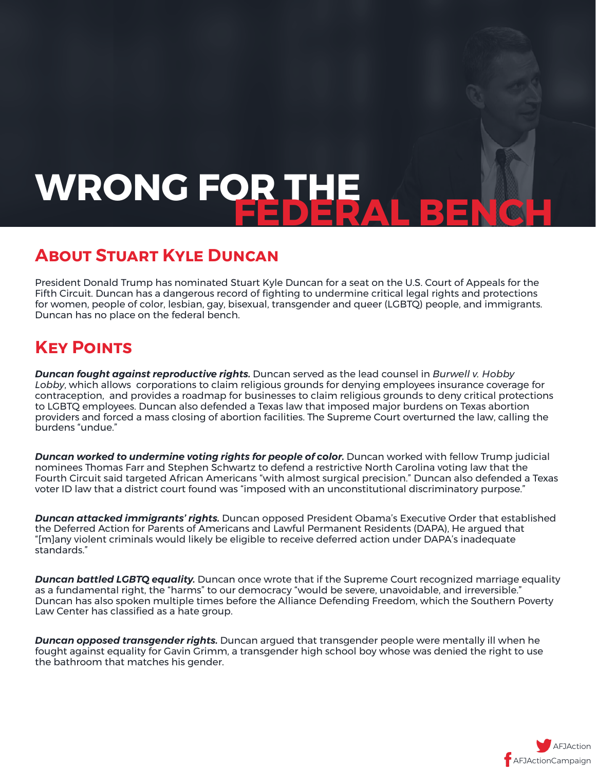# WRONG FOR THE FEDERAL BENCH

## About Stuart Kyle Duncan

President Donald Trump has nominated Stuart Kyle Duncan for a seat on the U.S. Court of Appeals for the Fifth Circuit. Duncan has a dangerous record of fighting to undermine critical legal rights and protections for women, people of color, lesbian, gay, bisexual, transgender and queer (LGBTQ) people, and immigrants. Duncan has no place on the federal bench.

## Key Points

***Duncan fought against reproductive rights.*** Duncan served as the lead counsel in *Burwell v. Hobby Lobby*, which allows corporations to claim religious grounds for denying employees insurance coverage for contraception, and provides a roadmap for businesses to claim religious grounds to deny critical protections to LGBTQ employees. Duncan also defended a Texas law that imposed major burdens on Texas abortion providers and forced a mass closing of abortion facilities. The Supreme Court overturned the law, calling the burdens "undue."

***Duncan worked to undermine voting rights for people of color.*** Duncan worked with fellow Trump judicial nominees Thomas Farr and Stephen Schwartz to defend a restrictive North Carolina voting law that the Fourth Circuit said targeted African Americans "with almost surgical precision." Duncan also defended a Texas voter ID law that a district court found was "imposed with an unconstitutional discriminatory purpose."

***Duncan attacked immigrants' rights.*** Duncan opposed President Obama's Executive Order that established the Deferred Action for Parents of Americans and Lawful Permanent Residents (DAPA), He argued that "[m]any violent criminals would likely be eligible to receive deferred action under DAPA's inadequate standards."

***Duncan battled LGBTQ equality.*** Duncan once wrote that if the Supreme Court recognized marriage equality as a fundamental right, the "harms" to our democracy "would be severe, unavoidable, and irreversible." Duncan has also spoken multiple times before the Alliance Defending Freedom, which the Southern Poverty Law Center has classified as a hate group.

***Duncan opposed transgender rights.*** Duncan argued that transgender people were mentally ill when he fought against equality for Gavin Grimm, a transgender high school boy whose was denied the right to use the bathroom that matches his gender.

AFJAction

AFJActionCampaign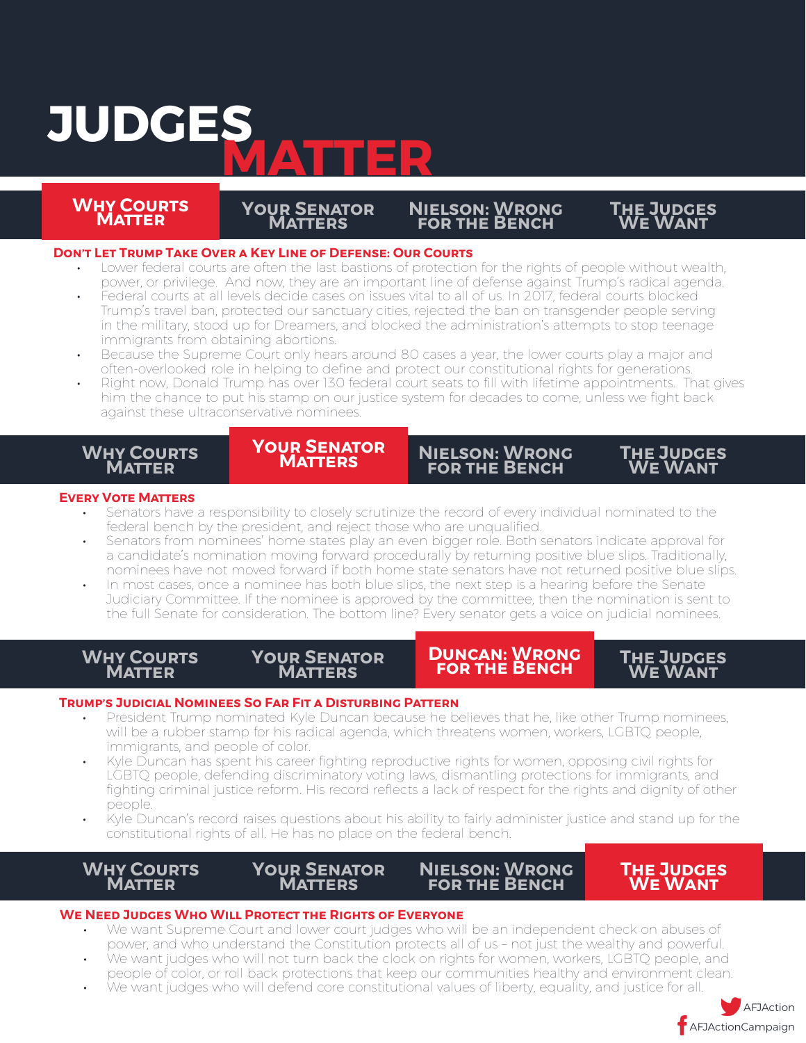# JUDGES MATTER

**Why Courts Matter** | Your Senator Matters | Nielson: Wrong for the Bench | The Judges We Want

### Don't Let Trump Take Over a Key Line of Defense: Our Courts

- Lower federal courts are often the last bastions of protection for the rights of people without wealth, power, or privilege. And now, they are an important line of defense against Trump's radical agenda.
- Federal courts at all levels decide cases on issues vital to all of us. In 2017, federal courts blocked Trump's travel ban, protected our sanctuary cities, rejected the ban on transgender people serving in the military, stood up for Dreamers, and blocked the administration's attempts to stop teenage immigrants from obtaining abortions.
- Because the Supreme Court only hears around 80 cases a year, the lower courts play a major and often-overlooked role in helping to define and protect our constitutional rights for generations.
- Right now, Donald Trump has over 130 federal court seats to fill with lifetime appointments. That gives him the chance to put his stamp on our justice system for decades to come, unless we fight back against these ultraconservative nominees.

Why Courts Matter | **Your Senator Matters** | Nielson: Wrong for the Bench | The Judges We Want

### Every Vote Matters

- Senators have a responsibility to closely scrutinize the record of every individual nominated to the federal bench by the president, and reject those who are unqualified.
- Senators from nominees' home states play an even bigger role. Both senators indicate approval for a candidate's nomination moving forward procedurally by returning positive blue slips. Traditionally, nominees have not moved forward if both home state senators have not returned positive blue slips.
- In most cases, once a nominee has both blue slips, the next step is a hearing before the Senate Judiciary Committee. If the nominee is approved by the committee, then the nomination is sent to the full Senate for consideration. The bottom line? Every senator gets a voice on judicial nominees.

Why Courts Matter | Your Senator Matters | **Duncan: Wrong for the Bench** | The Judges We Want

### Trump's Judicial Nominees So Far Fit a Disturbing Pattern

- President Trump nominated Kyle Duncan because he believes that he, like other Trump nominees, will be a rubber stamp for his radical agenda, which threatens women, workers, LGBTQ people, immigrants, and people of color.
- Kyle Duncan has spent his career fighting reproductive rights for women, opposing civil rights for LGBTQ people, defending discriminatory voting laws, dismantling protections for immigrants, and fighting criminal justice reform. His record reflects a lack of respect for the rights and dignity of other people.
- Kyle Duncan's record raises questions about his ability to fairly administer justice and stand up for the constitutional rights of all. He has no place on the federal bench.

Why Courts Matter | Your Senator Matters | Nielson: Wrong for the Bench | **The Judges We Want**

### We Need Judges Who Will Protect the Rights of Everyone

- We want Supreme Court and lower court judges who will be an independent check on abuses of power, and who understand the Constitution protects all of us – not just the wealthy and powerful.
- We want judges who will not turn back the clock on rights for women, workers, LGBTQ people, and people of color, or roll back protections that keep our communities healthy and environment clean.
- We want judges who will defend core constitutional values of liberty, equality, and justice for all.

AFJAction

AFJActionCampaign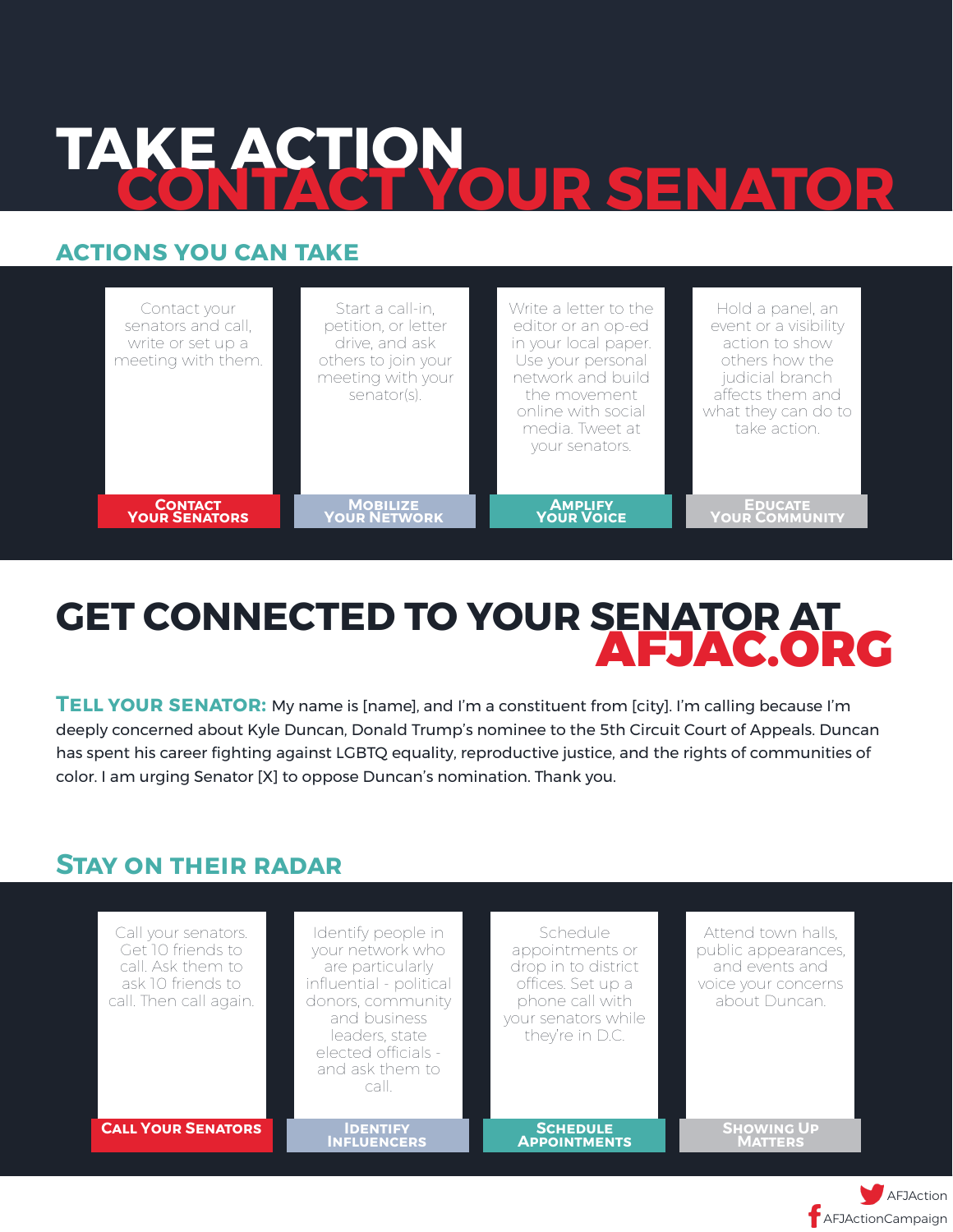# TAKE ACTION
# CONTACT YOUR SENATOR

## ACTIONS YOU CAN TAKE

**CONTACT YOUR SENATORS**
Contact your senators and call, write or set up a meeting with them.

**MOBILIZE YOUR NETWORK**
Start a call-in, petition, or letter drive, and ask others to join your meeting with your senator(s).

**AMPLIFY YOUR VOICE**
Write a letter to the editor or an op-ed in your local paper. Use your personal network and build the movement online with social media. Tweet at your senators.

**EDUCATE YOUR COMMUNITY**
Hold a panel, an event or a visibility action to show others how the judicial branch affects them and what they can do to take action.

## GET CONNECTED TO YOUR SENATOR AT AFJAC.ORG

**TELL YOUR SENATOR:** My name is [name], and I'm a constituent from [city]. I'm calling because I'm deeply concerned about Kyle Duncan, Donald Trump's nominee to the 5th Circuit Court of Appeals. Duncan has spent his career fighting against LGBTQ equality, reproductive justice, and the rights of communities of color. I am urging Senator [X] to oppose Duncan's nomination. Thank you.

## STAY ON THEIR RADAR

**CALL YOUR SENATORS**
Call your senators. Get 10 friends to call. Ask them to ask 10 friends to call. Then call again.

**IDENTIFY INFLUENCERS**
Identify people in your network who are particularly influential - political donors, community and business leaders, state elected officials - and ask them to call.

**SCHEDULE APPOINTMENTS**
Schedule appointments or drop in to district offices. Set up a phone call with your senators while they're in D.C.

**SHOWING UP MATTERS**
Attend town halls, public appearances, and events and voice your concerns about Duncan.

AFJAction
AFJActionCampaign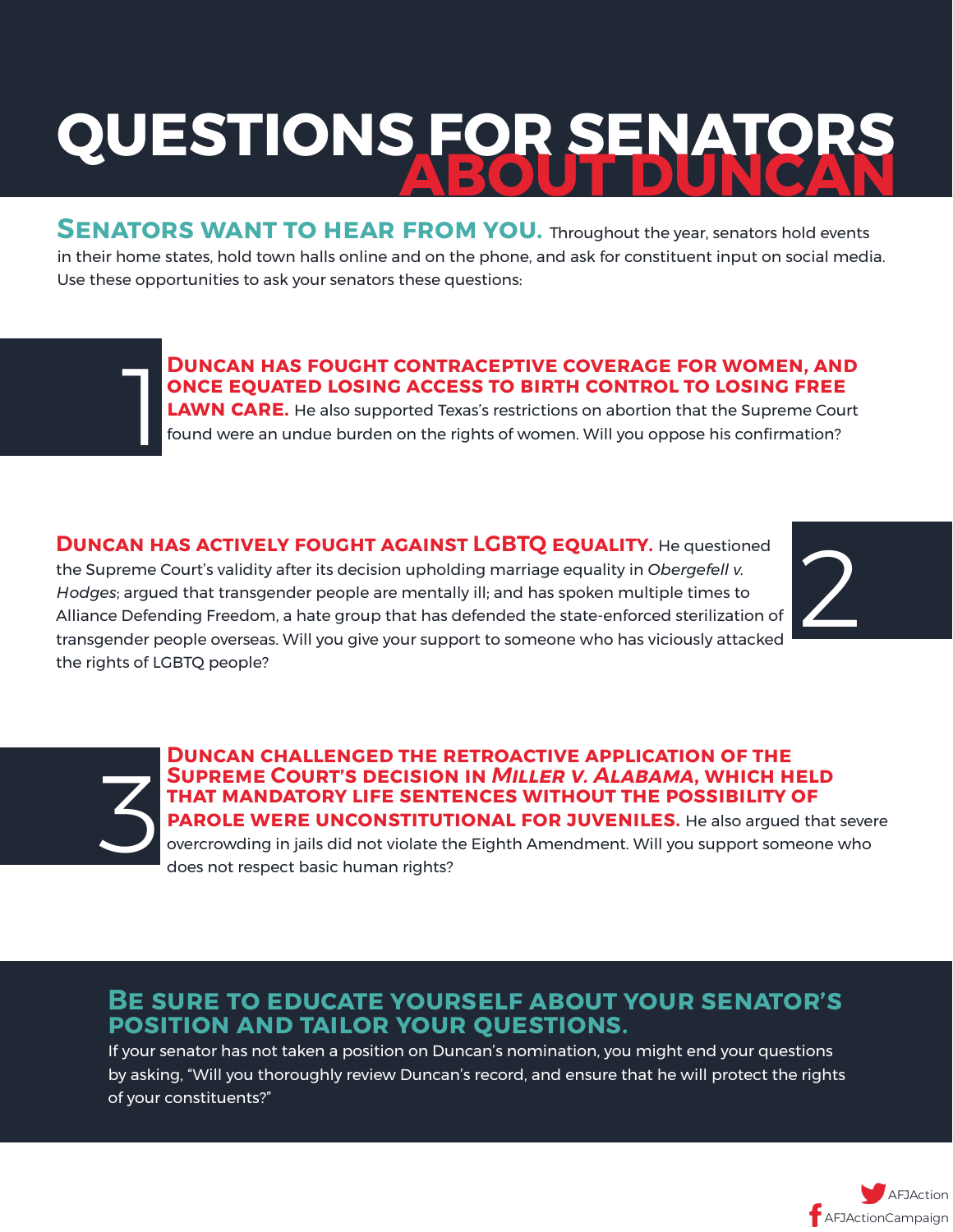# QUESTIONS FOR SENATORS ABOUT DUNCAN

**SENATORS WANT TO HEAR FROM YOU.** Throughout the year, senators hold events in their home states, hold town halls online and on the phone, and ask for constituent input on social media. Use these opportunities to ask your senators these questions:

## 1

**DUNCAN HAS FOUGHT CONTRACEPTIVE COVERAGE FOR WOMEN, AND ONCE EQUATED LOSING ACCESS TO BIRTH CONTROL TO LOSING FREE LAWN CARE.** He also supported Texas's restrictions on abortion that the Supreme Court found were an undue burden on the rights of women. Will you oppose his confirmation?

## 2

**DUNCAN HAS ACTIVELY FOUGHT AGAINST LGBTQ EQUALITY.** He questioned the Supreme Court's validity after its decision upholding marriage equality in *Obergefell v. Hodges*; argued that transgender people are mentally ill; and has spoken multiple times to Alliance Defending Freedom, a hate group that has defended the state-enforced sterilization of transgender people overseas. Will you give your support to someone who has viciously attacked the rights of LGBTQ people?

## 3

**DUNCAN CHALLENGED THE RETROACTIVE APPLICATION OF THE SUPREME COURT'S DECISION IN *MILLER V. ALABAMA*, WHICH HELD THAT MANDATORY LIFE SENTENCES WITHOUT THE POSSIBILITY OF PAROLE WERE UNCONSTITUTIONAL FOR JUVENILES.** He also argued that severe overcrowding in jails did not violate the Eighth Amendment. Will you support someone who does not respect basic human rights?

## BE SURE TO EDUCATE YOURSELF ABOUT YOUR SENATOR'S POSITION AND TAILOR YOUR QUESTIONS.

If your senator has not taken a position on Duncan's nomination, you might end your questions by asking, "Will you thoroughly review Duncan's record, and ensure that he will protect the rights of your constituents?"

AFJAction

AFJActionCampaign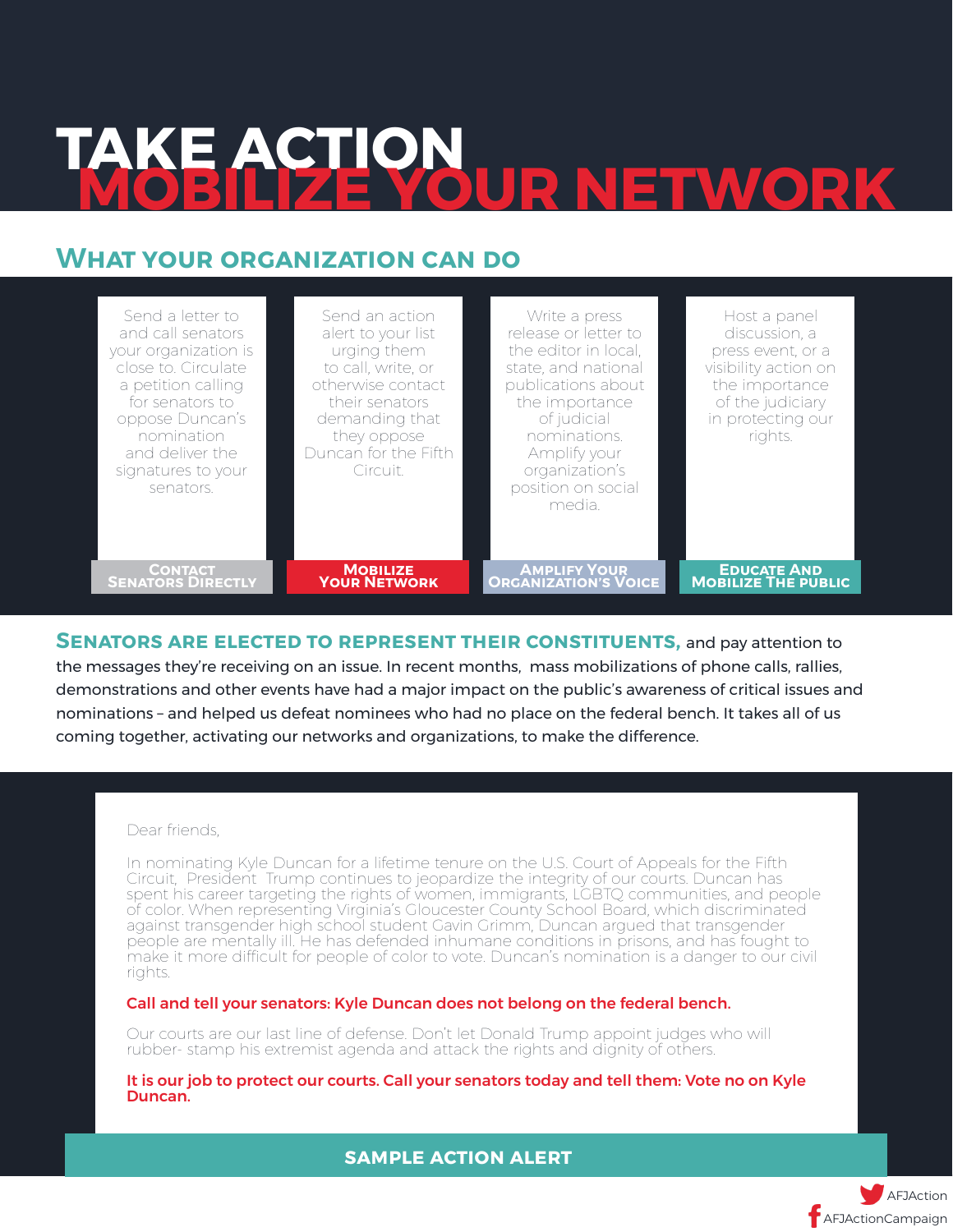# TAKE ACTION
# MOBILIZE YOUR NETWORK

## What your organization can do

**Contact Senators Directly**

Send a letter to and call senators your organization is close to. Circulate a petition calling for senators to oppose Duncan's nomination and deliver the signatures to your senators.

**Mobilize Your Network**

Send an action alert to your list urging them to call, write, or otherwise contact their senators demanding that they oppose Duncan for the Fifth Circuit.

**Amplify Your Organization's Voice**

Write a press release or letter to the editor in local, state, and national publications about the importance of judicial nominations. Amplify your organization's position on social media.

**Educate and Mobilize the Public**

Host a panel discussion, a press event, or a visibility action on the importance of the judiciary in protecting our rights.

**Senators are elected to represent their constituents,** and pay attention to the messages they're receiving on an issue. In recent months, mass mobilizations of phone calls, rallies, demonstrations and other events have had a major impact on the public's awareness of critical issues and nominations – and helped us defeat nominees who had no place on the federal bench. It takes all of us coming together, activating our networks and organizations, to make the difference.

Dear friends,

In nominating Kyle Duncan for a lifetime tenure on the U.S. Court of Appeals for the Fifth Circuit, President Trump continues to jeopardize the integrity of our courts. Duncan has spent his career targeting the rights of women, immigrants, LGBTQ communities, and people of color. When representing Virginia's Gloucester County School Board, which discriminated against transgender high school student Gavin Grimm, Duncan argued that transgender people are mentally ill. He has defended inhumane conditions in prisons, and has fought to make it more difficult for people of color to vote. Duncan's nomination is a danger to our civil rights.

**Call and tell your senators: Kyle Duncan does not belong on the federal bench.**

Our courts are our last line of defense. Don't let Donald Trump appoint judges who will rubber- stamp his extremist agenda and attack the rights and dignity of others.

**It is our job to protect our courts. Call your senators today and tell them: Vote no on Kyle Duncan.**

**SAMPLE ACTION ALERT**

AFJAction

AFJActionCampaign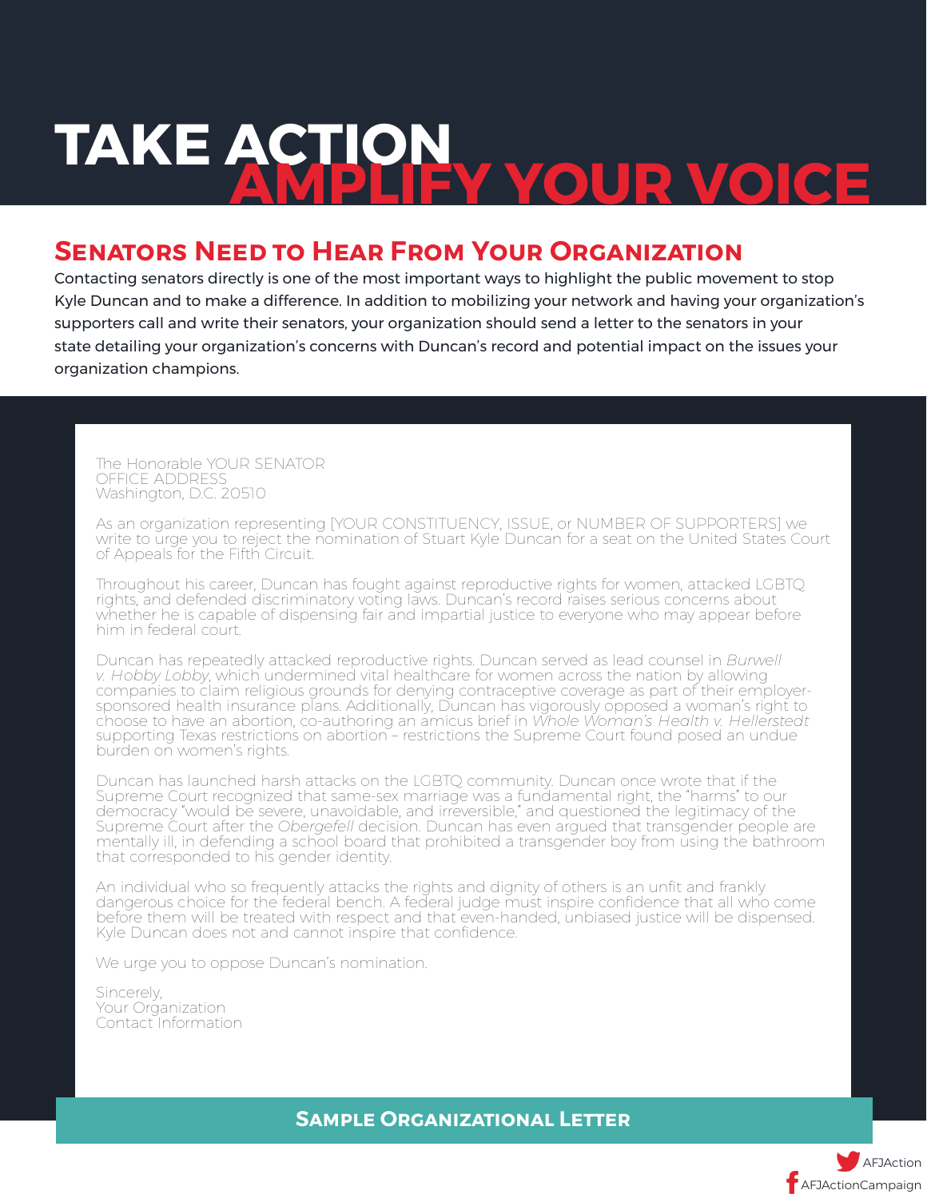# TAKE ACTION
# AMPLIFY YOUR VOICE

## Senators Need to Hear From Your Organization

Contacting senators directly is one of the most important ways to highlight the public movement to stop Kyle Duncan and to make a difference. In addition to mobilizing your network and having your organization's supporters call and write their senators, your organization should send a letter to the senators in your state detailing your organization's concerns with Duncan's record and potential impact on the issues your organization champions.

The Honorable YOUR SENATOR
OFFICE ADDRESS
Washington, D.C. 20510

As an organization representing [YOUR CONSTITUENCY, ISSUE, or NUMBER OF SUPPORTERS] we write to urge you to reject the nomination of Stuart Kyle Duncan for a seat on the United States Court of Appeals for the Fifth Circuit.

Throughout his career, Duncan has fought against reproductive rights for women, attacked LGBTQ rights, and defended discriminatory voting laws. Duncan's record raises serious concerns about whether he is capable of dispensing fair and impartial justice to everyone who may appear before him in federal court.

Duncan has repeatedly attacked reproductive rights. Duncan served as lead counsel in *Burwell v. Hobby Lobby*, which undermined vital healthcare for women across the nation by allowing companies to claim religious grounds for denying contraceptive coverage as part of their employer-sponsored health insurance plans. Additionally, Duncan has vigorously opposed a woman's right to choose to have an abortion, co-authoring an amicus brief in *Whole Woman's Health v. Hellerstedt* supporting Texas restrictions on abortion – restrictions the Supreme Court found posed an undue burden on women's rights.

Duncan has launched harsh attacks on the LGBTQ community. Duncan once wrote that if the Supreme Court recognized that same-sex marriage was a fundamental right, the "harms" to our democracy "would be severe, unavoidable, and irreversible," and questioned the legitimacy of the Supreme Court after the *Obergefell* decision. Duncan has even argued that transgender people are mentally ill, in defending a school board that prohibited a transgender boy from using the bathroom that corresponded to his gender identity.

An individual who so frequently attacks the rights and dignity of others is an unfit and frankly dangerous choice for the federal bench. A federal judge must inspire confidence that all who come before them will be treated with respect and that even-handed, unbiased justice will be dispensed. Kyle Duncan does not and cannot inspire that confidence.

We urge you to oppose Duncan's nomination.

Sincerely,
Your Organization
Contact Information

**Sample Organizational Letter**

AFJAction
AFJActionCampaign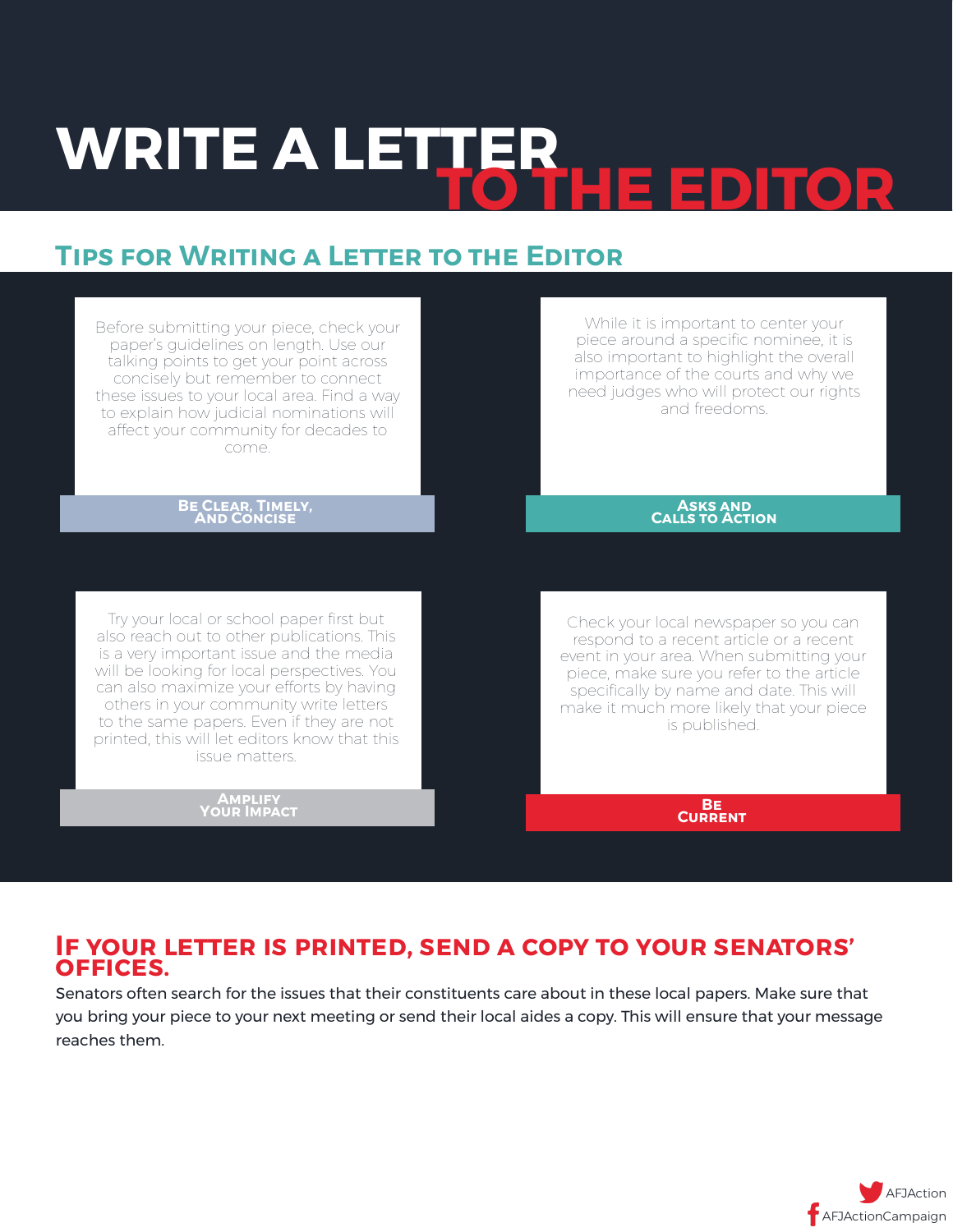# WRITE A LETTER TO THE EDITOR

## Tips for Writing a Letter to the Editor

### Be Clear, Timely, and Concise

Before submitting your piece, check your paper's guidelines on length. Use our talking points to get your point across concisely but remember to connect these issues to your local area. Find a way to explain how judicial nominations will affect your community for decades to come.

### Asks and Calls to Action

While it is important to center your piece around a specific nominee, it is also important to highlight the overall importance of the courts and why we need judges who will protect our rights and freedoms.

### Amplify Your Impact

Try your local or school paper first but also reach out to other publications. This is a very important issue and the media will be looking for local perspectives. You can also maximize your efforts by having others in your community write letters to the same papers. Even if they are not printed, this will let editors know that this issue matters.

### Be Current

Check your local newspaper so you can respond to a recent article or a recent event in your area. When submitting your piece, make sure you refer to the article specifically by name and date. This will make it much more likely that your piece is published.

## If your letter is printed, send a copy to your senators' offices.

Senators often search for the issues that their constituents care about in these local papers. Make sure that you bring your piece to your next meeting or send their local aides a copy. This will ensure that your message reaches them.

AFJAction
AFJActionCampaign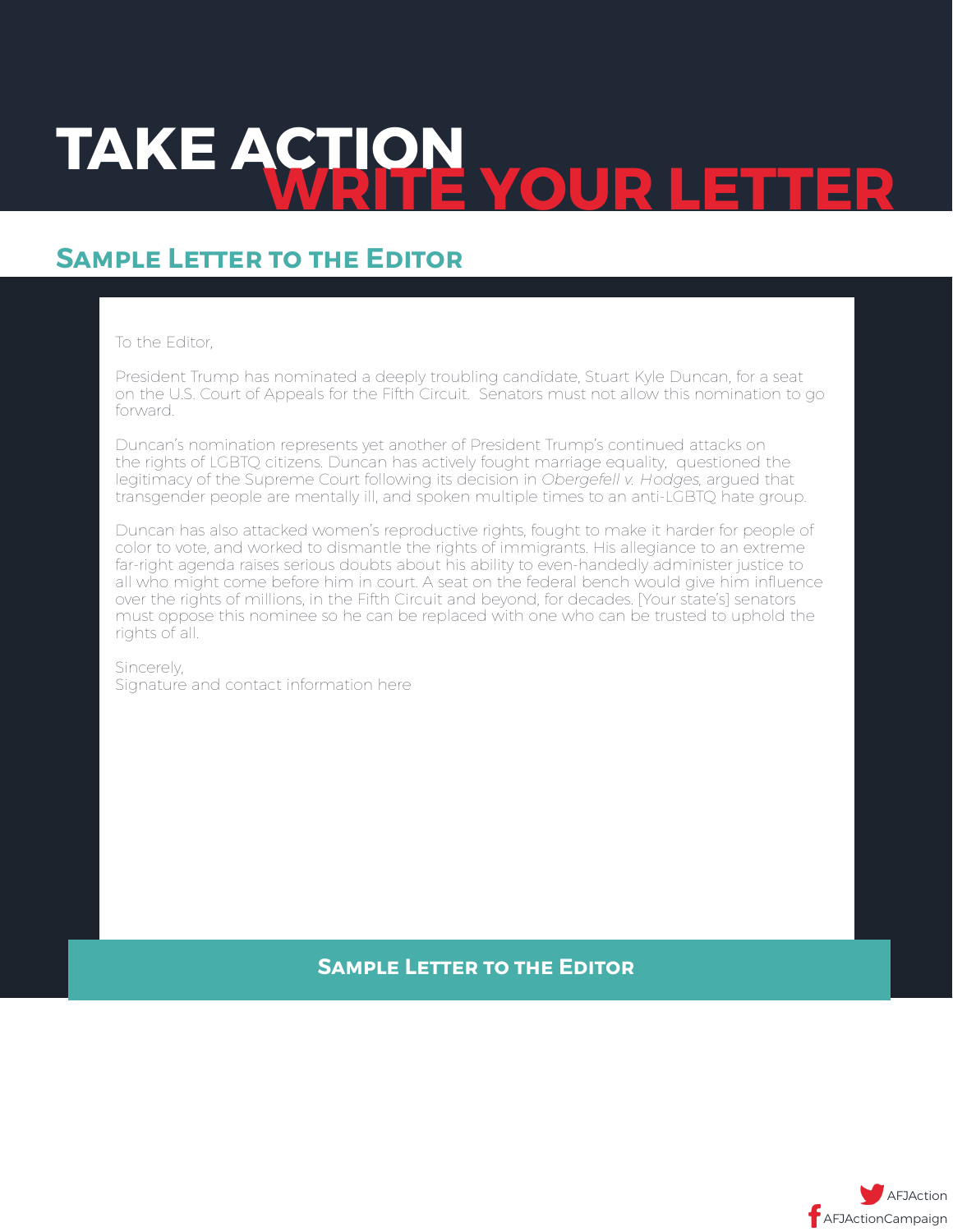# TAKE ACTION
# WRITE YOUR LETTER

## Sample Letter to the Editor

To the Editor,

President Trump has nominated a deeply troubling candidate, Stuart Kyle Duncan, for a seat on the U.S. Court of Appeals for the Fifth Circuit. Senators must not allow this nomination to go forward.

Duncan's nomination represents yet another of President Trump's continued attacks on the rights of LGBTQ citizens. Duncan has actively fought marriage equality, questioned the legitimacy of the Supreme Court following its decision in *Obergefell v. Hodges*, argued that transgender people are mentally ill, and spoken multiple times to an anti-LGBTQ hate group.

Duncan has also attacked women's reproductive rights, fought to make it harder for people of color to vote, and worked to dismantle the rights of immigrants. His allegiance to an extreme far-right agenda raises serious doubts about his ability to even-handedly administer justice to all who might come before him in court. A seat on the federal bench would give him influence over the rights of millions, in the Fifth Circuit and beyond, for decades. [Your state's] senators must oppose this nominee so he can be replaced with one who can be trusted to uphold the rights of all.

Sincerely,
Signature and contact information here

**Sample Letter to the Editor**

AFJAction
AFJActionCampaign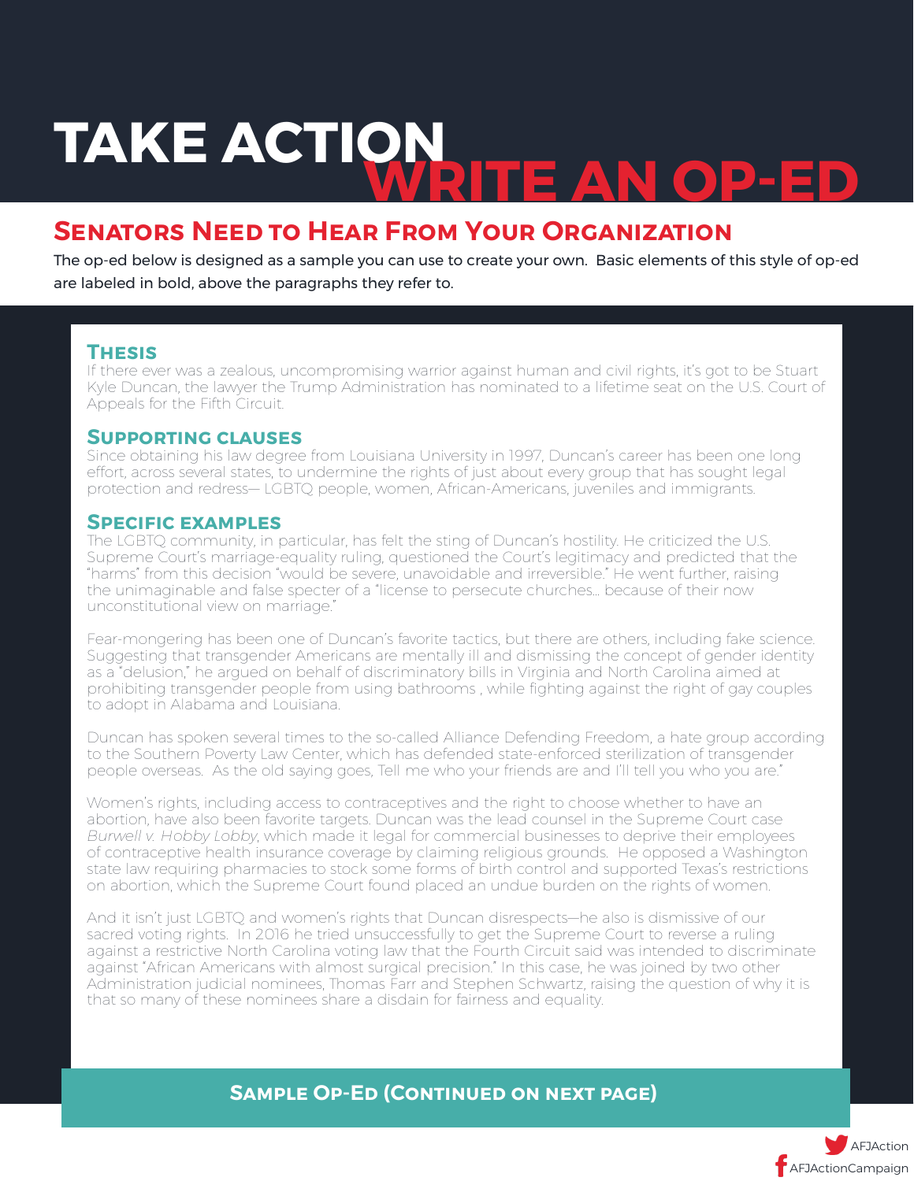# TAKE ACTION WRITE AN OP-ED

## Senators Need to Hear From Your Organization

The op-ed below is designed as a sample you can use to create your own. Basic elements of this style of op-ed are labeled in bold, above the paragraphs they refer to.

### Thesis

If there ever was a zealous, uncompromising warrior against human and civil rights, it's got to be Stuart Kyle Duncan, the lawyer the Trump Administration has nominated to a lifetime seat on the U.S. Court of Appeals for the Fifth Circuit.

### Supporting clauses

Since obtaining his law degree from Louisiana University in 1997, Duncan's career has been one long effort, across several states, to undermine the rights of just about every group that has sought legal protection and redress— LGBTQ people, women, African-Americans, juveniles and immigrants.

### Specific examples

The LGBTQ community, in particular, has felt the sting of Duncan's hostility. He criticized the U.S. Supreme Court's marriage-equality ruling, questioned the Court's legitimacy and predicted that the "harms" from this decision "would be severe, unavoidable and irreversible." He went further, raising the unimaginable and false specter of a "license to persecute churches… because of their now unconstitutional view on marriage."

Fear-mongering has been one of Duncan's favorite tactics, but there are others, including fake science. Suggesting that transgender Americans are mentally ill and dismissing the concept of gender identity as a "delusion," he argued on behalf of discriminatory bills in Virginia and North Carolina aimed at prohibiting transgender people from using bathrooms , while fighting against the right of gay couples to adopt in Alabama and Louisiana.

Duncan has spoken several times to the so-called Alliance Defending Freedom, a hate group according to the Southern Poverty Law Center, which has defended state-enforced sterilization of transgender people overseas. As the old saying goes, Tell me who your friends are and I'll tell you who you are."

Women's rights, including access to contraceptives and the right to choose whether to have an abortion, have also been favorite targets. Duncan was the lead counsel in the Supreme Court case *Burwell v. Hobby Lobby*, which made it legal for commercial businesses to deprive their employees of contraceptive health insurance coverage by claiming religious grounds. He opposed a Washington state law requiring pharmacies to stock some forms of birth control and supported Texas's restrictions on abortion, which the Supreme Court found placed an undue burden on the rights of women.

And it isn't just LGBTQ and women's rights that Duncan disrespects—he also is dismissive of our sacred voting rights. In 2016 he tried unsuccessfully to get the Supreme Court to reverse a ruling against a restrictive North Carolina voting law that the Fourth Circuit said was intended to discriminate against "African Americans with almost surgical precision." In this case, he was joined by two other Administration judicial nominees, Thomas Farr and Stephen Schwartz, raising the question of why it is that so many of these nominees share a disdain for fairness and equality.

**Sample Op-Ed (Continued on next page)**

AFJAction
AFJActionCampaign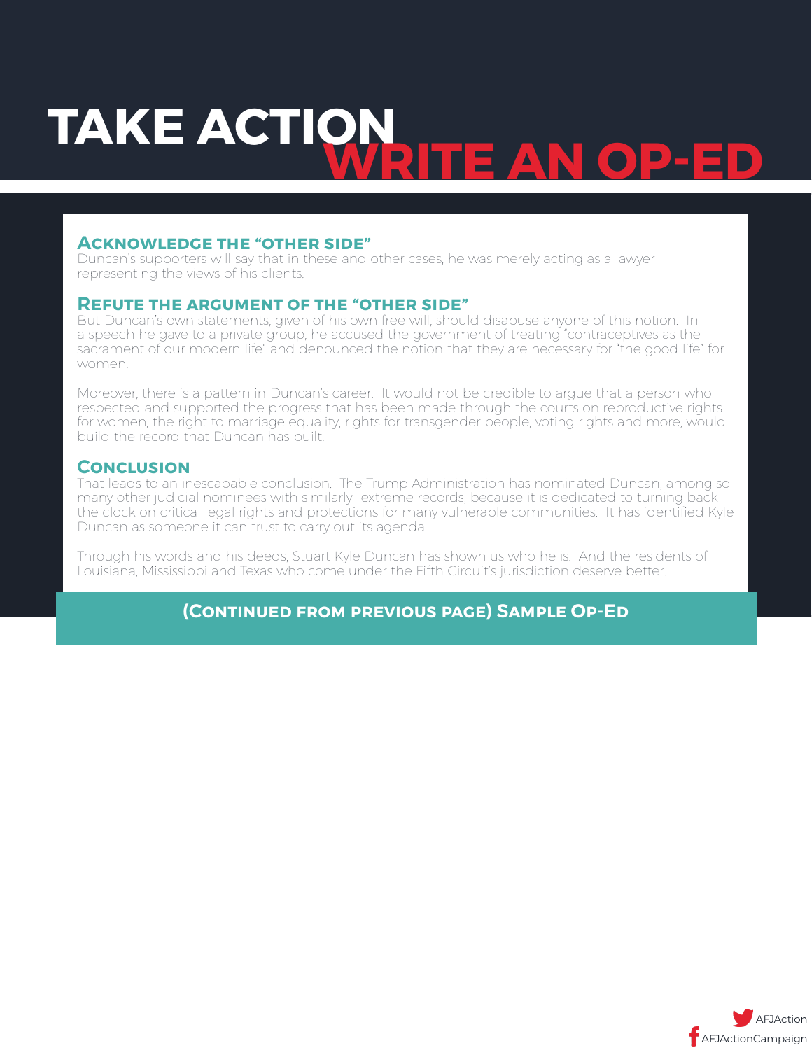# TAKE ACTION WRITE AN OP-ED

### Acknowledge the "other side"

Duncan's supporters will say that in these and other cases, he was merely acting as a lawyer representing the views of his clients.

### Refute the argument of the "other side"

But Duncan's own statements, given of his own free will, should disabuse anyone of this notion. In a speech he gave to a private group, he accused the government of treating "contraceptives as the sacrament of our modern life" and denounced the notion that they are necessary for "the good life" for women.

Moreover, there is a pattern in Duncan's career. It would not be credible to argue that a person who respected and supported the progress that has been made through the courts on reproductive rights for women, the right to marriage equality, rights for transgender people, voting rights and more, would build the record that Duncan has built.

### Conclusion

That leads to an inescapable conclusion. The Trump Administration has nominated Duncan, among so many other judicial nominees with similarly- extreme records, because it is dedicated to turning back the clock on critical legal rights and protections for many vulnerable communities. It has identified Kyle Duncan as someone it can trust to carry out its agenda.

Through his words and his deeds, Stuart Kyle Duncan has shown us who he is. And the residents of Louisiana, Mississippi and Texas who come under the Fifth Circuit's jurisdiction deserve better.

**(Continued from previous page) Sample Op-Ed**

AFJAction

AFJActionCampaign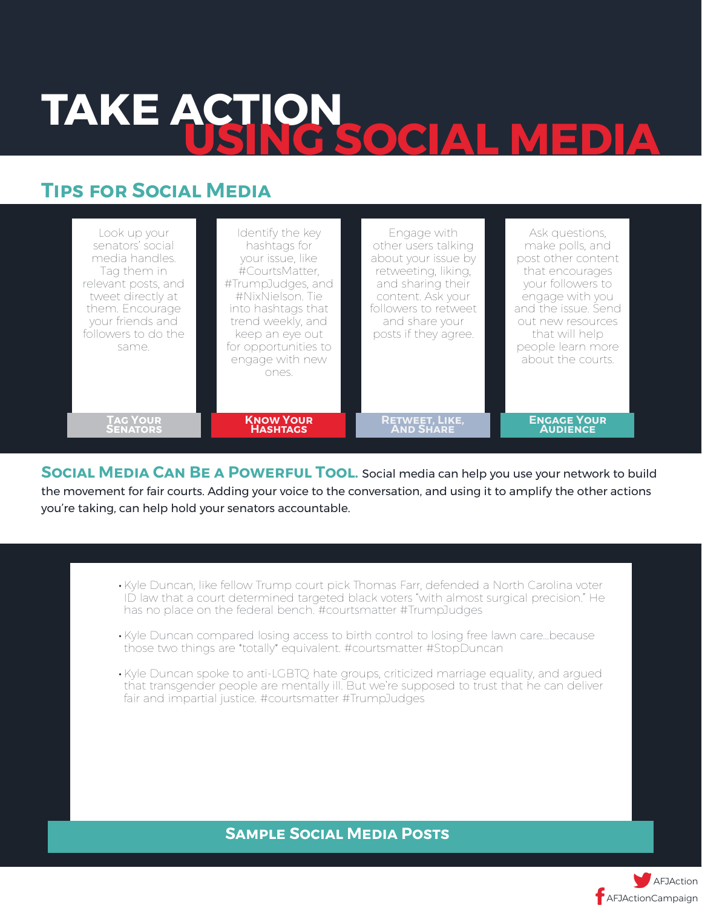# TAKE ACTION USING SOCIAL MEDIA

## Tips for Social Media

**Tag Your Senators**

Look up your senators' social media handles. Tag them in relevant posts, and tweet directly at them. Encourage your friends and followers to do the same.

**Know Your Hashtags**

Identify the key hashtags for your issue, like #CourtsMatter, #TrumpJudges, and #NixNielson. Tie into hashtags that trend weekly, and keep an eye out for opportunities to engage with new ones.

**Retweet, Like, and Share**

Engage with other users talking about your issue by retweeting, liking, and sharing their content. Ask your followers to retweet and share your posts if they agree.

**Engage Your Audience**

Ask questions, make polls, and post other content that encourages your followers to engage with you and the issue. Send out new resources that will help people learn more about the courts.

**Social Media Can Be a Powerful Tool.** Social media can help you use your network to build the movement for fair courts. Adding your voice to the conversation, and using it to amplify the other actions you're taking, can help hold your senators accountable.

## Sample Social Media Posts

- Kyle Duncan, like fellow Trump court pick Thomas Farr, defended a North Carolina voter ID law that a court determined targeted black voters "with almost surgical precision." He has no place on the federal bench. #courtsmatter #TrumpJudges
- Kyle Duncan compared losing access to birth control to losing free lawn care...because those two things are *totally* equivalent. #courtsmatter #StopDuncan
- Kyle Duncan spoke to anti-LGBTQ hate groups, criticized marriage equality, and argued that transgender people are mentally ill. But we're supposed to trust that he can deliver fair and impartial justice. #courtsmatter #TrumpJudges

AFJAction
AFJActionCampaign